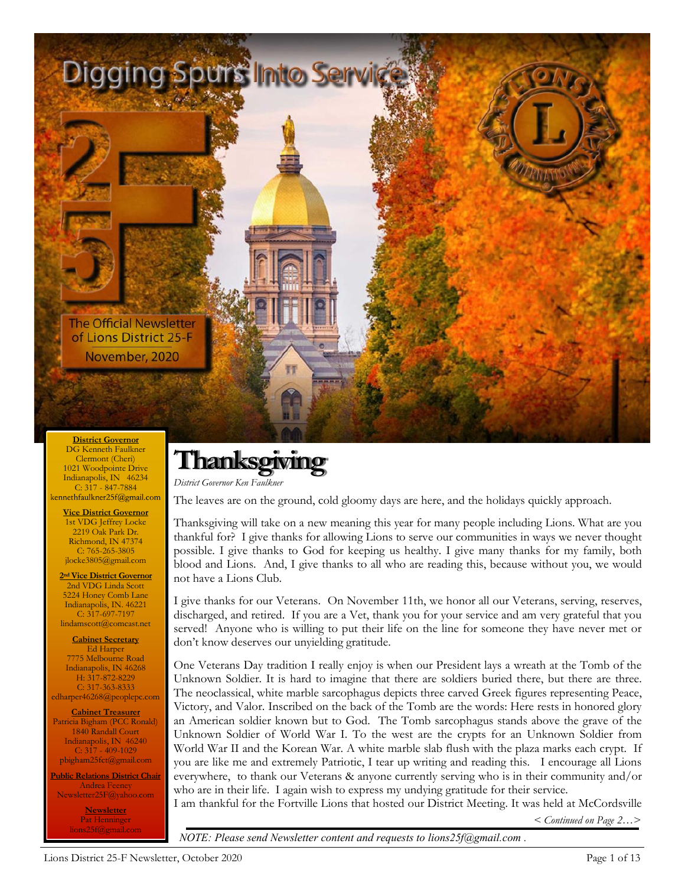# Digging Spurs Into Service

The Official Newsletter of Lions District 25-F

November, 2020

**District Governor**
DG Kenneth Faulkner
Clermont (Cheri)
1021 Woodpointe Drive
Indianapolis, IN 46234
C: 317 - 847-7884
kennethfaulkner25f@gmail.com

**Vice District Governor**
1st VDG Jeffrey Locke
2219 Oak Park Dr.
Richmond, IN 47374
C: 765-265-3805
jlocke3805@gmail.com

**2nd Vice District Governor**
2nd VDG Linda Scott
5224 Honey Comb Lane
Indianapolis, IN. 46221
C: 317-697-7197
lindamscott@comcast.net

**Cabinet Secretary**
Ed Harper
7775 Melbourne Road
Indianapolis, IN 46268
H: 317-872-8229
C: 317-363-8333
edharper46268@peoplepc.com

**Cabinet Treasurer**
Patricia Bigham (PCC Ronald)
1840 Randall Court
Indianapolis, IN 46240
C: 317 - 409-1029
pbigham25fct@gmail.com

**Public Relations District Chair**
Andrea Feeney
Newsletter25F@yahoo.com

**Newsletter**
Pat Henninger
lions25f@gmail.com

## Thanksgiving

*District Governor Ken Faulkner*

The leaves are on the ground, cold gloomy days are here, and the holidays quickly approach.

Thanksgiving will take on a new meaning this year for many people including Lions. What are you thankful for? I give thanks for allowing Lions to serve our communities in ways we never thought possible. I give thanks to God for keeping us healthy. I give many thanks for my family, both blood and Lions. And, I give thanks to all who are reading this, because without you, we would not have a Lions Club.

I give thanks for our Veterans. On November 11th, we honor all our Veterans, serving, reserves, discharged, and retired. If you are a Vet, thank you for your service and am very grateful that you served! Anyone who is willing to put their life on the line for someone they have never met or don't know deserves our unyielding gratitude.

One Veterans Day tradition I really enjoy is when our President lays a wreath at the Tomb of the Unknown Soldier. It is hard to imagine that there are soldiers buried there, but there are three. The neoclassical, white marble sarcophagus depicts three carved Greek figures representing Peace, Victory, and Valor. Inscribed on the back of the Tomb are the words: Here rests in honored glory an American soldier known but to God. The Tomb sarcophagus stands above the grave of the Unknown Soldier of World War I. To the west are the crypts for an Unknown Soldier from World War II and the Korean War. A white marble slab flush with the plaza marks each crypt. If you are like me and extremely Patriotic, I tear up writing and reading this. I encourage all Lions everywhere, to thank our Veterans & anyone currently serving who is in their community and/or who are in their life. I again wish to express my undying gratitude for their service.

I am thankful for the Fortville Lions that hosted our District Meeting. It was held at McCordsville

*< Continued on Page 2…>*

*NOTE: Please send Newsletter content and requests to lions25f@gmail.com .*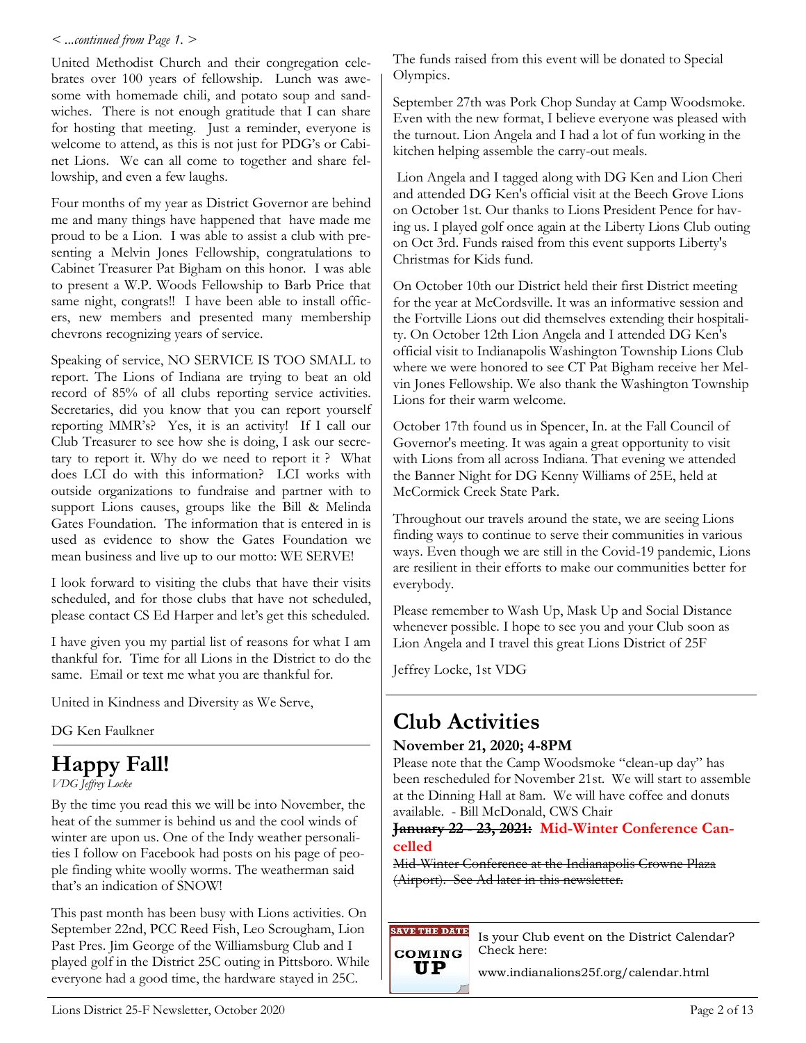*< ...continued from Page 1. >*

United Methodist Church and their congregation celebrates over 100 years of fellowship. Lunch was awesome with homemade chili, and potato soup and sandwiches. There is not enough gratitude that I can share for hosting that meeting. Just a reminder, everyone is welcome to attend, as this is not just for PDG's or Cabinet Lions. We can all come to together and share fellowship, and even a few laughs.

Four months of my year as District Governor are behind me and many things have happened that have made me proud to be a Lion. I was able to assist a club with presenting a Melvin Jones Fellowship, congratulations to Cabinet Treasurer Pat Bigham on this honor. I was able to present a W.P. Woods Fellowship to Barb Price that same night, congrats!! I have been able to install officers, new members and presented many membership chevrons recognizing years of service.

Speaking of service, NO SERVICE IS TOO SMALL to report. The Lions of Indiana are trying to beat an old record of 85% of all clubs reporting service activities. Secretaries, did you know that you can report yourself reporting MMR's? Yes, it is an activity! If I call our Club Treasurer to see how she is doing, I ask our secretary to report it. Why do we need to report it ? What does LCI do with this information? LCI works with outside organizations to fundraise and partner with to support Lions causes, groups like the Bill & Melinda Gates Foundation. The information that is entered in is used as evidence to show the Gates Foundation we mean business and live up to our motto: WE SERVE!

I look forward to visiting the clubs that have their visits scheduled, and for those clubs that have not scheduled, please contact CS Ed Harper and let's get this scheduled.

I have given you my partial list of reasons for what I am thankful for. Time for all Lions in the District to do the same. Email or text me what you are thankful for.

United in Kindness and Diversity as We Serve,

DG Ken Faulkner

# Happy Fall!

*VDG Jeffrey Locke*

By the time you read this we will be into November, the heat of the summer is behind us and the cool winds of winter are upon us. One of the Indy weather personalities I follow on Facebook had posts on his page of people finding white woolly worms. The weatherman said that's an indication of SNOW!

This past month has been busy with Lions activities. On September 22nd, PCC Reed Fish, Leo Scrougham, Lion Past Pres. Jim George of the Williamsburg Club and I played golf in the District 25C outing in Pittsboro. While everyone had a good time, the hardware stayed in 25C. The funds raised from this event will be donated to Special Olympics.

September 27th was Pork Chop Sunday at Camp Woodsmoke. Even with the new format, I believe everyone was pleased with the turnout. Lion Angela and I had a lot of fun working in the kitchen helping assemble the carry-out meals.

Lion Angela and I tagged along with DG Ken and Lion Cheri and attended DG Ken's official visit at the Beech Grove Lions on October 1st. Our thanks to Lions President Pence for having us. I played golf once again at the Liberty Lions Club outing on Oct 3rd. Funds raised from this event supports Liberty's Christmas for Kids fund.

On October 10th our District held their first District meeting for the year at McCordsville. It was an informative session and the Fortville Lions out did themselves extending their hospitality. On October 12th Lion Angela and I attended DG Ken's official visit to Indianapolis Washington Township Lions Club where we were honored to see CT Pat Bigham receive her Melvin Jones Fellowship. We also thank the Washington Township Lions for their warm welcome.

October 17th found us in Spencer, In. at the Fall Council of Governor's meeting. It was again a great opportunity to visit with Lions from all across Indiana. That evening we attended the Banner Night for DG Kenny Williams of 25E, held at McCormick Creek State Park.

Throughout our travels around the state, we are seeing Lions finding ways to continue to serve their communities in various ways. Even though we are still in the Covid-19 pandemic, Lions are resilient in their efforts to make our communities better for everybody.

Please remember to Wash Up, Mask Up and Social Distance whenever possible. I hope to see you and your Club soon as Lion Angela and I travel this great Lions District of 25F

Jeffrey Locke, 1st VDG

# Club Activities

**November 21, 2020; 4-8PM**

Please note that the Camp Woodsmoke "clean-up day" has been rescheduled for November 21st. We will start to assemble at the Dinning Hall at 8am. We will have coffee and donuts available. - Bill McDonald, CWS Chair

**~~January 22 - 23, 2021:~~ Mid-Winter Conference Cancelled**

~~Mid-Winter Conference at the Indianapolis Crowne Plaza (Airport). See Ad later in this newsletter.~~

SAVE THE DATE COMING UP

Is your Club event on the District Calendar? Check here:

www.indianalions25f.org/calendar.html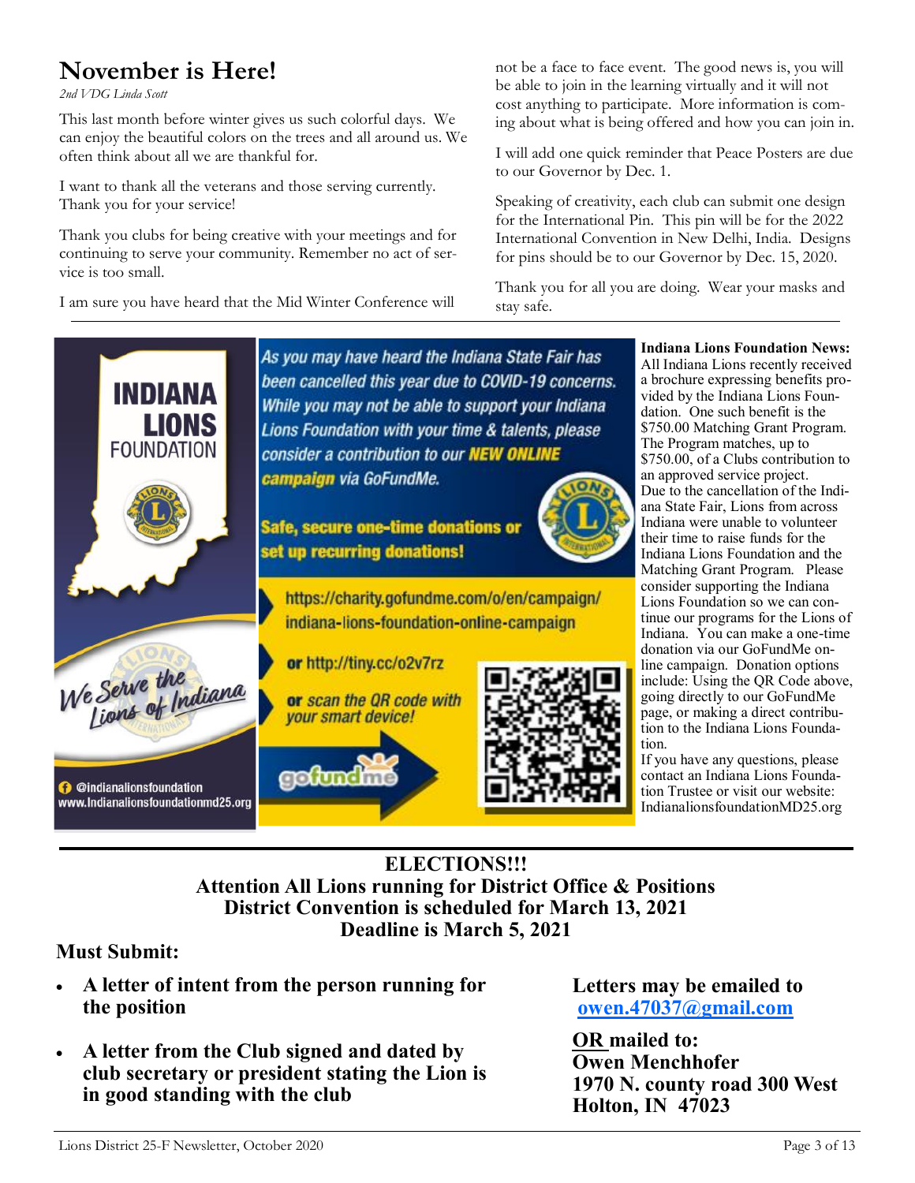# November is Here!

*2nd VDG Linda Scott*

This last month before winter gives us such colorful days. We can enjoy the beautiful colors on the trees and all around us. We often think about all we are thankful for.

I want to thank all the veterans and those serving currently. Thank you for your service!

Thank you clubs for being creative with your meetings and for continuing to serve your community. Remember no act of service is too small.

I am sure you have heard that the Mid Winter Conference will not be a face to face event. The good news is, you will be able to join in the learning virtually and it will not cost anything to participate. More information is coming about what is being offered and how you can join in.

I will add one quick reminder that Peace Posters are due to our Governor by Dec. 1.

Speaking of creativity, each club can submit one design for the International Pin. This pin will be for the 2022 International Convention in New Delhi, India. Designs for pins should be to our Governor by Dec. 15, 2020.

Thank you for all you are doing. Wear your masks and stay safe.

---

INDIANA LIONS FOUNDATION

We Serve the Lions of Indiana

@indianalionsfoundation
www.Indianalionsfoundationmd25.org

*As you may have heard the Indiana State Fair has been cancelled this year due to COVID-19 concerns. While you may not be able to support your Indiana Lions Foundation with your time & talents, please consider a contribution to our* ***NEW ONLINE campaign*** *via GoFundMe.*

**Safe, secure one-time donations or set up recurring donations!**

https://charity.gofundme.com/o/en/campaign/indiana-lions-foundation-online-campaign

**or** http://tiny.cc/o2v7rz

**or** *scan the QR code with your smart device!*

gofundme

**Indiana Lions Foundation News:** All Indiana Lions recently received a brochure expressing benefits provided by the Indiana Lions Foundation. One such benefit is the $750.00 Matching Grant Program. The Program matches, up to $750.00, of a Clubs contribution to an approved service project. Due to the cancellation of the Indiana State Fair, Lions from across Indiana were unable to volunteer their time to raise funds for the Indiana Lions Foundation and the Matching Grant Program. Please consider supporting the Indiana Lions Foundation so we can continue our programs for the Lions of Indiana. You can make a one-time donation via our GoFundMe online campaign. Donation options include: Using the QR Code above, going directly to our GoFundMe page, or making a direct contribution to the Indiana Lions Foundation.

If you have any questions, please contact an Indiana Lions Foundation Trustee or visit our website: IndianalionsfoundationMD25.org

---

## ELECTIONS!!!
## Attention All Lions running for District Office & Positions
## District Convention is scheduled for March 13, 2021
## Deadline is March 5, 2021

**Must Submit:**

- **A letter of intent from the person running for the position**
- **A letter from the Club signed and dated by club secretary or president stating the Lion is in good standing with the club**

**Letters may be emailed to owen.47037@gmail.com**

**OR mailed to:**
**Owen Menchhofer**
**1970 N. county road 300 West**
**Holton, IN 47023**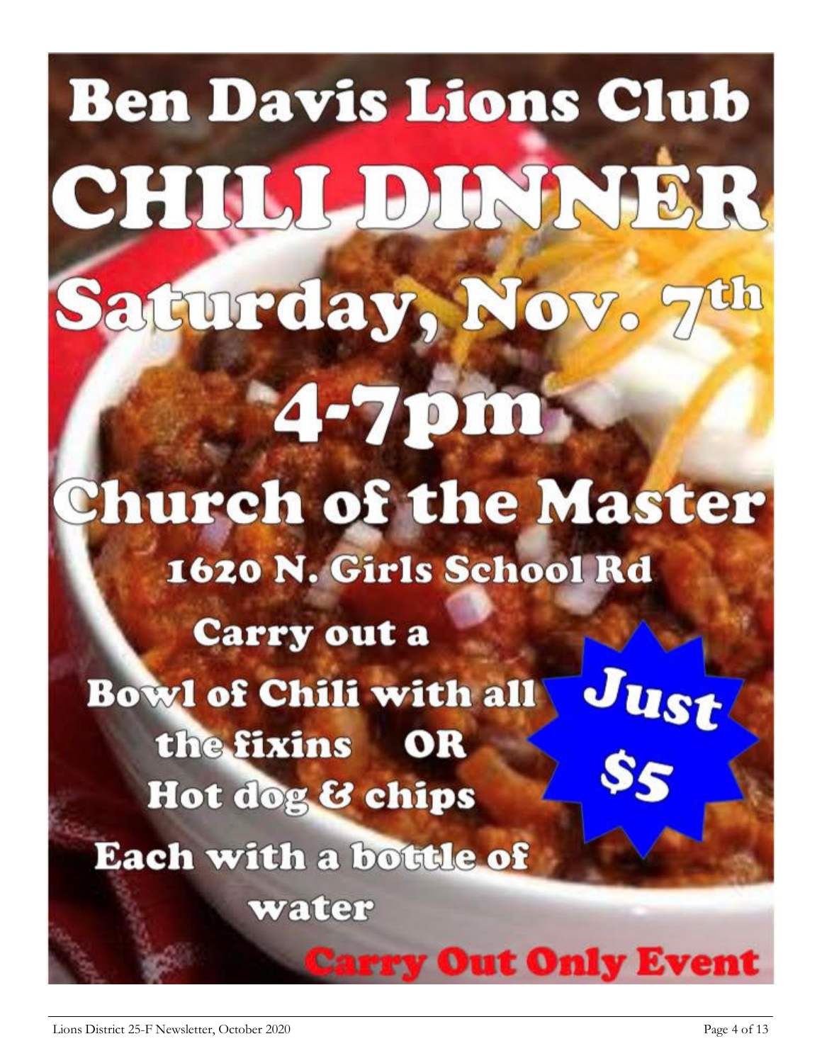# Ben Davis Lions Club

# CHILI DINNER

## Saturday, Nov. 7th

## 4-7pm

## Church of the Master

**1620 N. Girls School Rd**

**Carry out a Bowl of Chili with all the fixins OR Hot dog & chips**

**Each with a bottle of water**

**Just $5**

**Carry Out Only Event**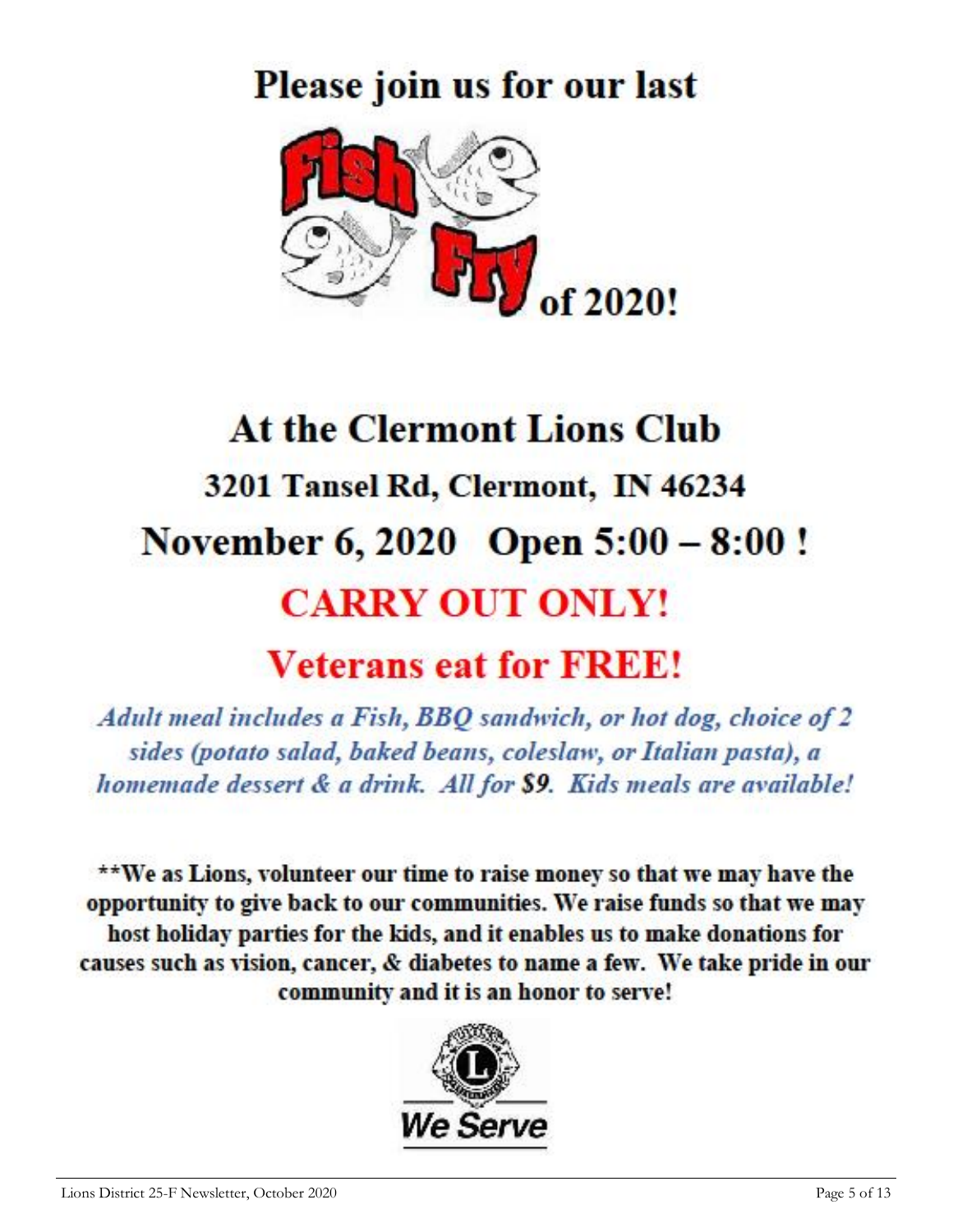# Please join us for our last

# Fish Fry of 2020!

# At the Clermont Lions Club

## 3201 Tansel Rd, Clermont, IN 46234

## November 6, 2020 Open 5:00 – 8:00 !

## CARRY OUT ONLY!

## Veterans eat for FREE!

***Adult meal includes a Fish, BBQ sandwich, or hot dog, choice of 2 sides (potato salad, baked beans, coleslaw, or Italian pasta), a homemade dessert & a drink. All for $9. Kids meals are available!***

**\*\*We as Lions, volunteer our time to raise money so that we may have the opportunity to give back to our communities. We raise funds so that we may host holiday parties for the kids, and it enables us to make donations for causes such as vision, cancer, & diabetes to name a few. We take pride in our community and it is an honor to serve!**

We Serve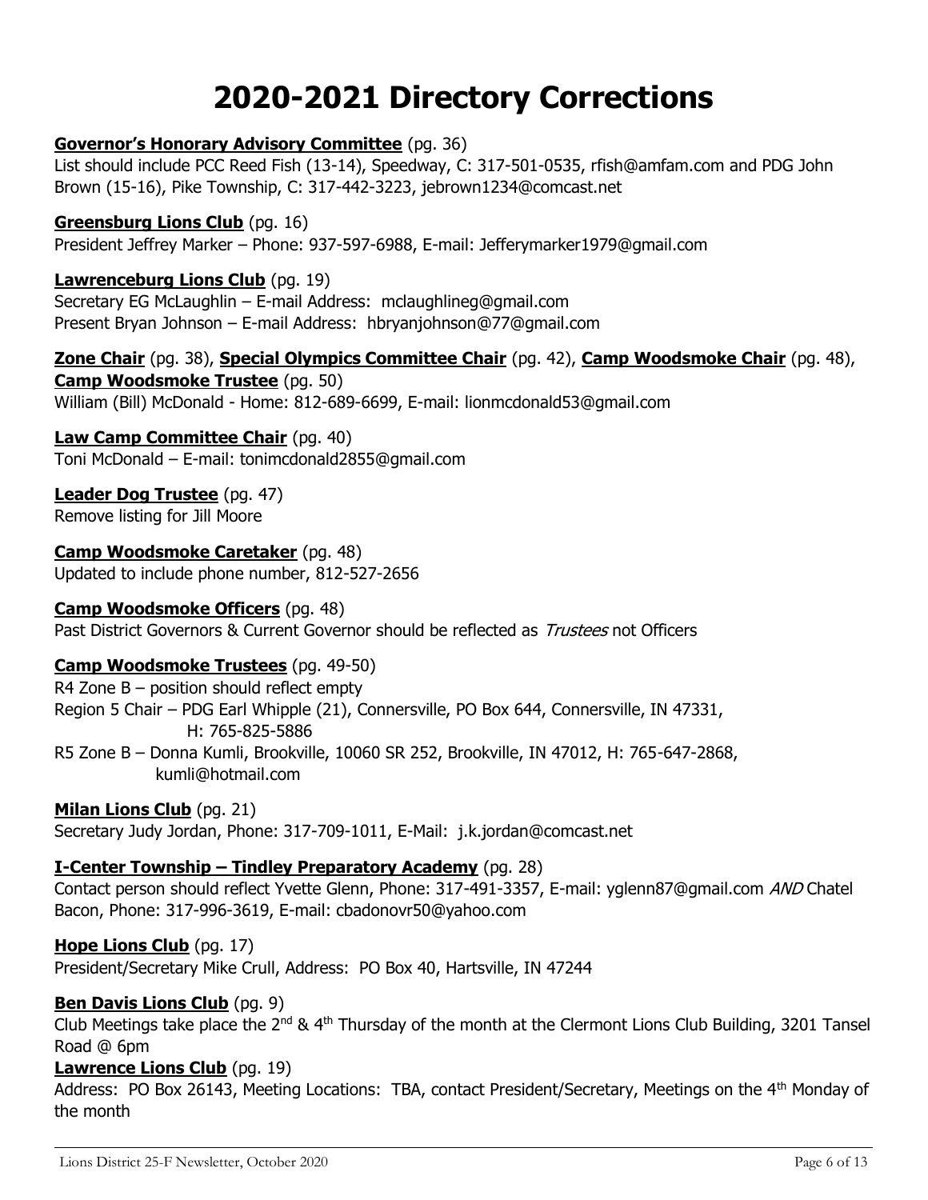# 2020-2021 Directory Corrections

**Governor's Honorary Advisory Committee** (pg. 36)
List should include PCC Reed Fish (13-14), Speedway, C: 317-501-0535, rfish@amfam.com and PDG John Brown (15-16), Pike Township, C: 317-442-3223, jebrown1234@comcast.net

**Greensburg Lions Club** (pg. 16)
President Jeffrey Marker – Phone: 937-597-6988, E-mail: Jefferymarker1979@gmail.com

**Lawrenceburg Lions Club** (pg. 19)
Secretary EG McLaughlin – E-mail Address: mclaughlineg@gmail.com
Present Bryan Johnson – E-mail Address: hbryanjohnson@77@gmail.com

**Zone Chair** (pg. 38), **Special Olympics Committee Chair** (pg. 42), **Camp Woodsmoke Chair** (pg. 48), **Camp Woodsmoke Trustee** (pg. 50)
William (Bill) McDonald - Home: 812-689-6699, E-mail: lionmcdonald53@gmail.com

**Law Camp Committee Chair** (pg. 40)
Toni McDonald – E-mail: tonimcdonald2855@gmail.com

**Leader Dog Trustee** (pg. 47)
Remove listing for Jill Moore

**Camp Woodsmoke Caretaker** (pg. 48)
Updated to include phone number, 812-527-2656

**Camp Woodsmoke Officers** (pg. 48)
Past District Governors & Current Governor should be reflected as *Trustees* not Officers

**Camp Woodsmoke Trustees** (pg. 49-50)
R4 Zone B – position should reflect empty
Region 5 Chair – PDG Earl Whipple (21), Connersville, PO Box 644, Connersville, IN 47331, H: 765-825-5886
R5 Zone B – Donna Kumli, Brookville, 10060 SR 252, Brookville, IN 47012, H: 765-647-2868, kumli@hotmail.com

**Milan Lions Club** (pg. 21)
Secretary Judy Jordan, Phone: 317-709-1011, E-Mail: j.k.jordan@comcast.net

**I-Center Township – Tindley Preparatory Academy** (pg. 28)
Contact person should reflect Yvette Glenn, Phone: 317-491-3357, E-mail: yglenn87@gmail.com *AND* Chatel Bacon, Phone: 317-996-3619, E-mail: cbadonovr50@yahoo.com

**Hope Lions Club** (pg. 17)
President/Secretary Mike Crull, Address: PO Box 40, Hartsville, IN 47244

**Ben Davis Lions Club** (pg. 9)
Club Meetings take place the 2nd & 4th Thursday of the month at the Clermont Lions Club Building, 3201 Tansel Road @ 6pm

**Lawrence Lions Club** (pg. 19)
Address: PO Box 26143, Meeting Locations: TBA, contact President/Secretary, Meetings on the 4th Monday of the month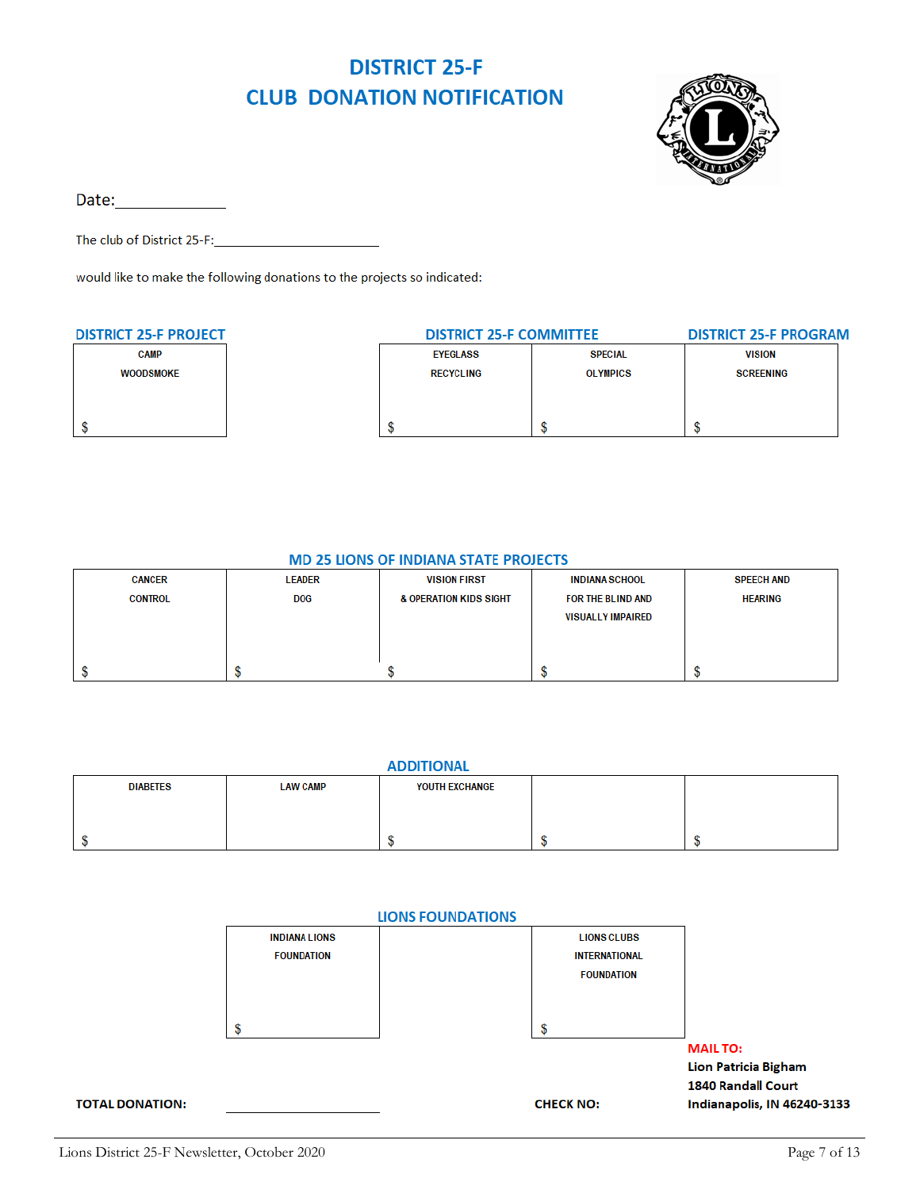# DISTRICT 25-F
# CLUB DONATION NOTIFICATION

Date:______________

The club of District 25-F:______________________

would like to make the following donations to the projects so indicated:

| DISTRICT 25-F PROJECT | | DISTRICT 25-F COMMITTEE | | DISTRICT 25-F PROGRAM |
|---|---|---|---|---|
| CAMP WOODSMOKE | | EYEGLASS RECYCLING | SPECIAL OLYMPICS | VISION SCREENING |
| $ | | $ | $ | $ |

## MD 25 LIONS OF INDIANA STATE PROJECTS

| CANCER CONTROL | LEADER DOG | VISION FIRST & OPERATION KIDS SIGHT | INDIANA SCHOOL FOR THE BLIND AND VISUALLY IMPAIRED | SPEECH AND HEARING |
|---|---|---|---|---|
| $ | $ | $ | $ | $ |

## ADDITIONAL

| DIABETES | LAW CAMP | YOUTH EXCHANGE | | |
|---|---|---|---|---|
| $ | | $ | $ | $ |

## LIONS FOUNDATIONS

| INDIANA LIONS FOUNDATION | | LIONS CLUBS INTERNATIONAL FOUNDATION |
|---|---|---|
| $ | | $ |

**TOTAL DONATION:** ______________

**CHECK NO:**

**MAIL TO:**
**Lion Patricia Bigham**
**1840 Randall Court**
**Indianapolis, IN 46240-3133**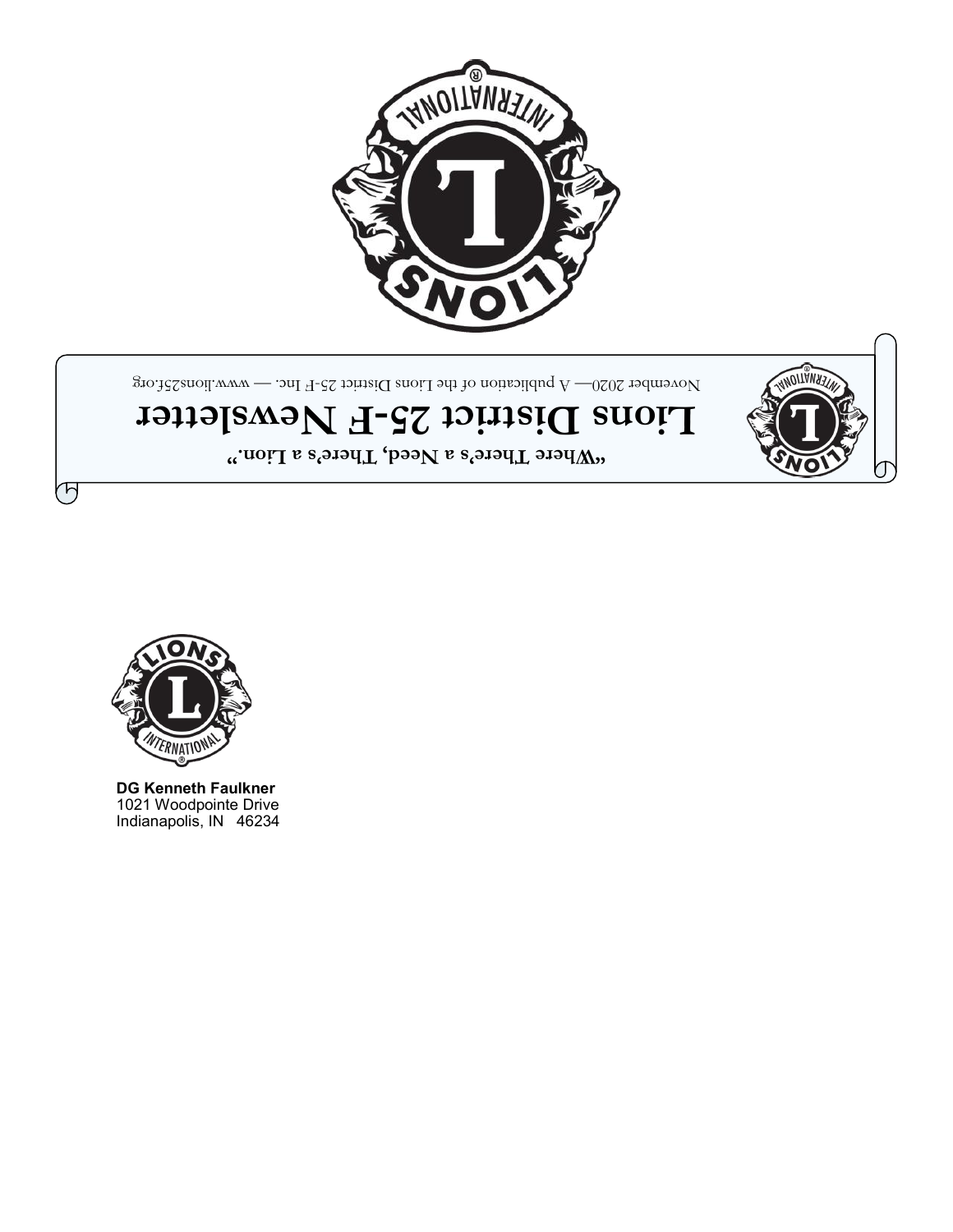"Where There's a Need, There's a Lion."

# Lions District 25-F Newsletter

November 2020— A publication of the Lions District 25-F Inc. — www.lions25f.org

**DG Kenneth Faulkner**
1021 Woodpointe Drive
Indianapolis, IN 46234